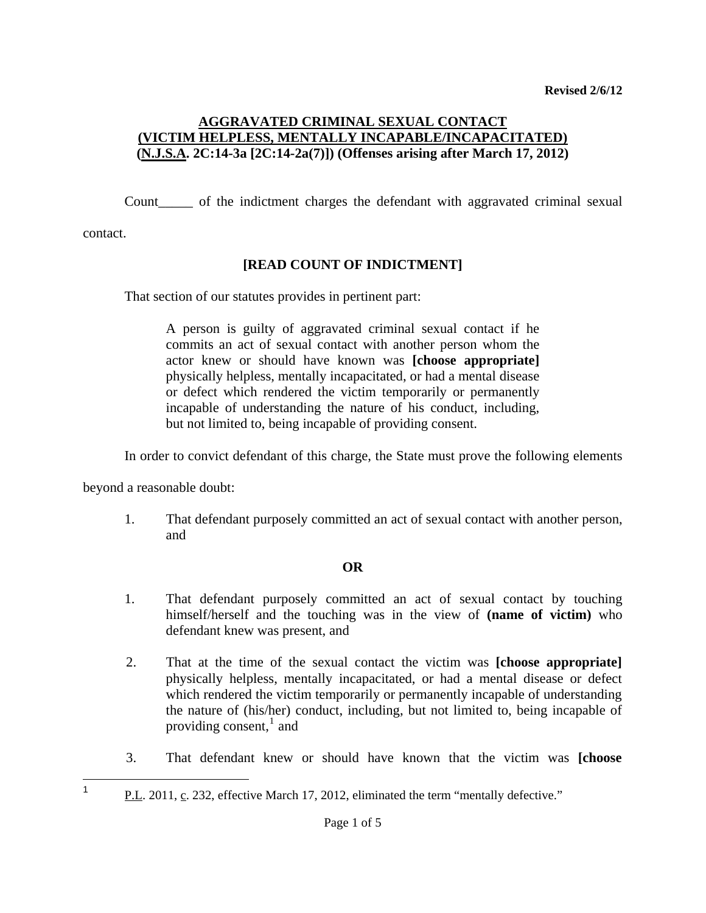Revised 2/6/12

# AGGRAVATED CRIMINAL SEXUAL CONTACT (VICTIM HELPLESS, MENTALLY INCAPABLE/INCAPACITATED) (N.J.S.A. 2C:14-3a [2C:14-2a(7)]) (Offenses arising after March 17, 2012)

Count_____ of the indictment charges the defendant with aggravated criminal sexual contact.

**[READ COUNT OF INDICTMENT]**

That section of our statutes provides in pertinent part:

> A person is guilty of aggravated criminal sexual contact if he commits an act of sexual contact with another person whom the actor knew or should have known was **[choose appropriate]** physically helpless, mentally incapacitated, or had a mental disease or defect which rendered the victim temporarily or permanently incapable of understanding the nature of his conduct, including, but not limited to, being incapable of providing consent.

In order to convict defendant of this charge, the State must prove the following elements beyond a reasonable doubt:

1. That defendant purposely committed an act of sexual contact with another person, and

**OR**

1. That defendant purposely committed an act of sexual contact by touching himself/herself and the touching was in the view of **(name of victim)** who defendant knew was present, and

2. That at the time of the sexual contact the victim was **[choose appropriate]** physically helpless, mentally incapacitated, or had a mental disease or defect which rendered the victim temporarily or permanently incapable of understanding the nature of (his/her) conduct, including, but not limited to, being incapable of providing consent,[1] and

3. That defendant knew or should have known that the victim was **[choose**

[1] P.L. 2011, c. 232, effective March 17, 2012, eliminated the term "mentally defective."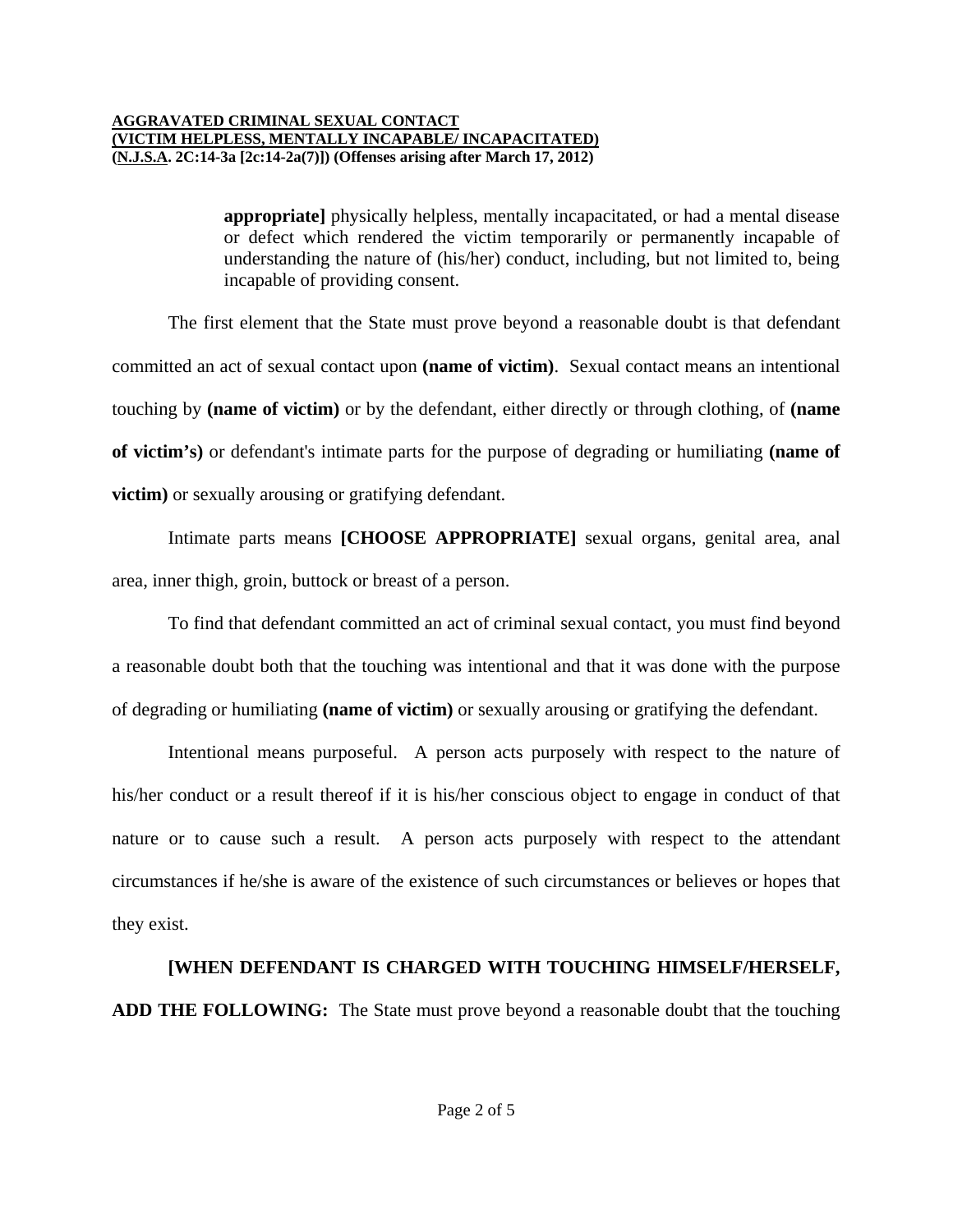**appropriate]** physically helpless, mentally incapacitated, or had a mental disease or defect which rendered the victim temporarily or permanently incapable of understanding the nature of (his/her) conduct, including, but not limited to, being incapable of providing consent.

The first element that the State must prove beyond a reasonable doubt is that defendant committed an act of sexual contact upon **(name of victim)**. Sexual contact means an intentional touching by **(name of victim)** or by the defendant, either directly or through clothing, of **(name of victim's)** or defendant's intimate parts for the purpose of degrading or humiliating **(name of victim)** or sexually arousing or gratifying defendant.

Intimate parts means **[CHOOSE APPROPRIATE]** sexual organs, genital area, anal area, inner thigh, groin, buttock or breast of a person.

To find that defendant committed an act of criminal sexual contact, you must find beyond a reasonable doubt both that the touching was intentional and that it was done with the purpose of degrading or humiliating **(name of victim)** or sexually arousing or gratifying the defendant.

Intentional means purposeful. A person acts purposely with respect to the nature of his/her conduct or a result thereof if it is his/her conscious object to engage in conduct of that nature or to cause such a result. A person acts purposely with respect to the attendant circumstances if he/she is aware of the existence of such circumstances or believes or hopes that they exist.

**[WHEN DEFENDANT IS CHARGED WITH TOUCHING HIMSELF/HERSELF, ADD THE FOLLOWING:** The State must prove beyond a reasonable doubt that the touching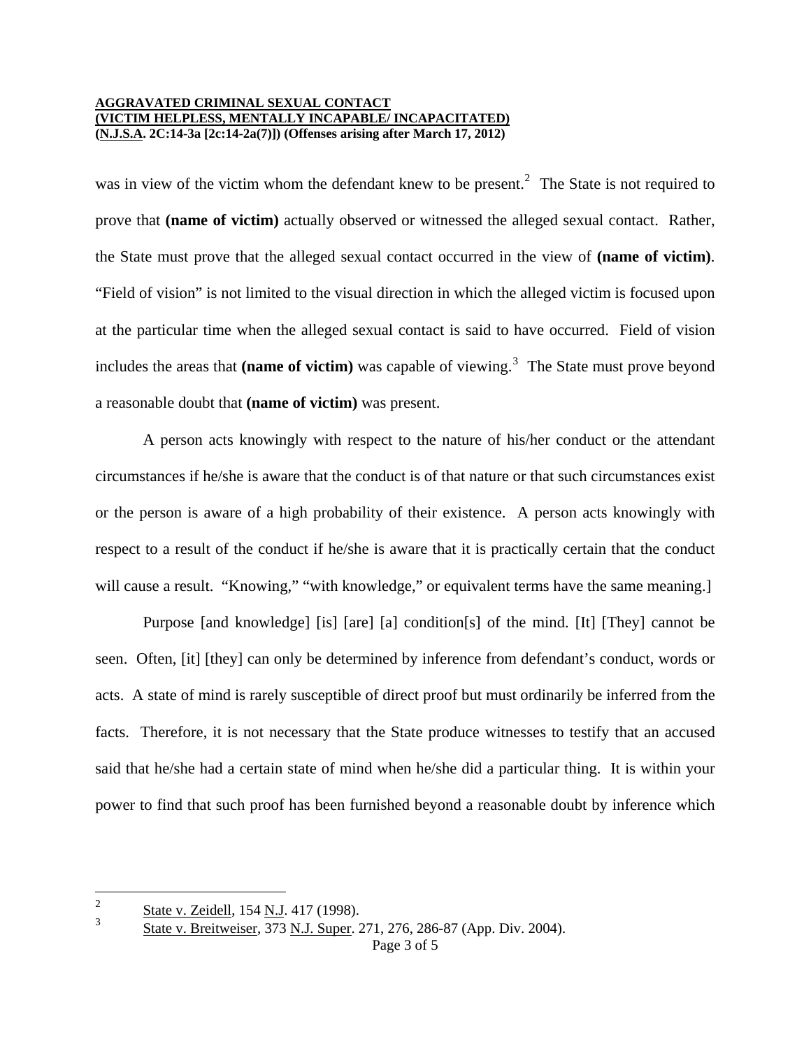was in view of the victim whom the defendant knew to be present.[2] The State is not required to prove that **(name of victim)** actually observed or witnessed the alleged sexual contact. Rather, the State must prove that the alleged sexual contact occurred in the view of **(name of victim)**. "Field of vision" is not limited to the visual direction in which the alleged victim is focused upon at the particular time when the alleged sexual contact is said to have occurred. Field of vision includes the areas that **(name of victim)** was capable of viewing.[3] The State must prove beyond a reasonable doubt that **(name of victim)** was present.

A person acts knowingly with respect to the nature of his/her conduct or the attendant circumstances if he/she is aware that the conduct is of that nature or that such circumstances exist or the person is aware of a high probability of their existence. A person acts knowingly with respect to a result of the conduct if he/she is aware that it is practically certain that the conduct will cause a result. "Knowing," "with knowledge," or equivalent terms have the same meaning.]

Purpose [and knowledge] [is] [are] [a] condition[s] of the mind. [It] [They] cannot be seen. Often, [it] [they] can only be determined by inference from defendant's conduct, words or acts. A state of mind is rarely susceptible of direct proof but must ordinarily be inferred from the facts. Therefore, it is not necessary that the State produce witnesses to testify that an accused said that he/she had a certain state of mind when he/she did a particular thing. It is within your power to find that such proof has been furnished beyond a reasonable doubt by inference which

---

[2] State v. Zeidell, 154 N.J. 417 (1998).

[3] State v. Breitweiser, 373 N.J. Super. 271, 276, 286-87 (App. Div. 2004).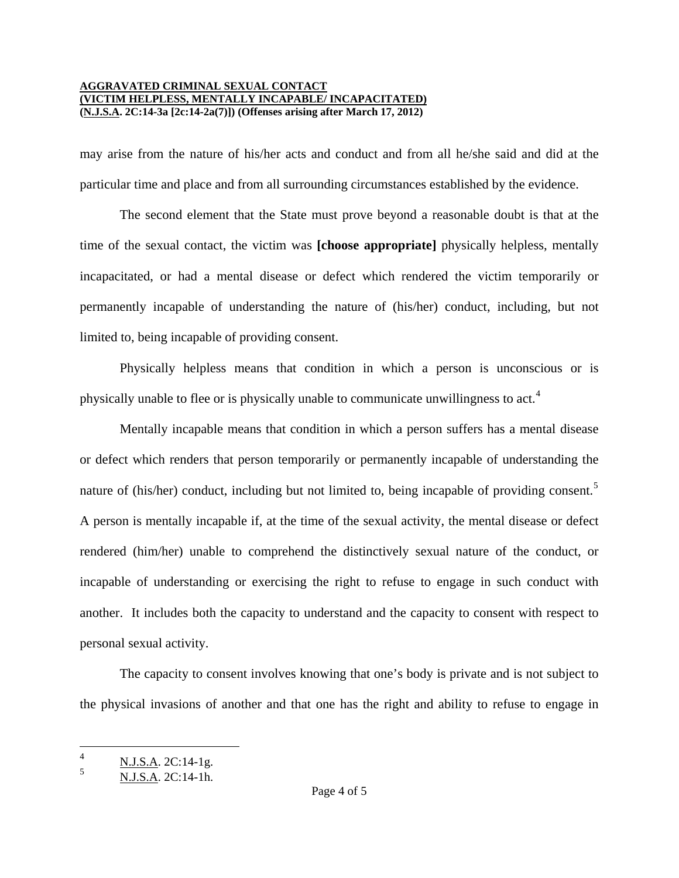may arise from the nature of his/her acts and conduct and from all he/she said and did at the particular time and place and from all surrounding circumstances established by the evidence.

The second element that the State must prove beyond a reasonable doubt is that at the time of the sexual contact, the victim was **[choose appropriate]** physically helpless, mentally incapacitated, or had a mental disease or defect which rendered the victim temporarily or permanently incapable of understanding the nature of (his/her) conduct, including, but not limited to, being incapable of providing consent.

Physically helpless means that condition in which a person is unconscious or is physically unable to flee or is physically unable to communicate unwillingness to act.[4]

Mentally incapable means that condition in which a person suffers has a mental disease or defect which renders that person temporarily or permanently incapable of understanding the nature of (his/her) conduct, including but not limited to, being incapable of providing consent.[5] A person is mentally incapable if, at the time of the sexual activity, the mental disease or defect rendered (him/her) unable to comprehend the distinctively sexual nature of the conduct, or incapable of understanding or exercising the right to refuse to engage in such conduct with another. It includes both the capacity to understand and the capacity to consent with respect to personal sexual activity.

The capacity to consent involves knowing that one's body is private and is not subject to the physical invasions of another and that one has the right and ability to refuse to engage in

---

[4] N.J.S.A. 2C:14-1g.

[5] N.J.S.A. 2C:14-1h.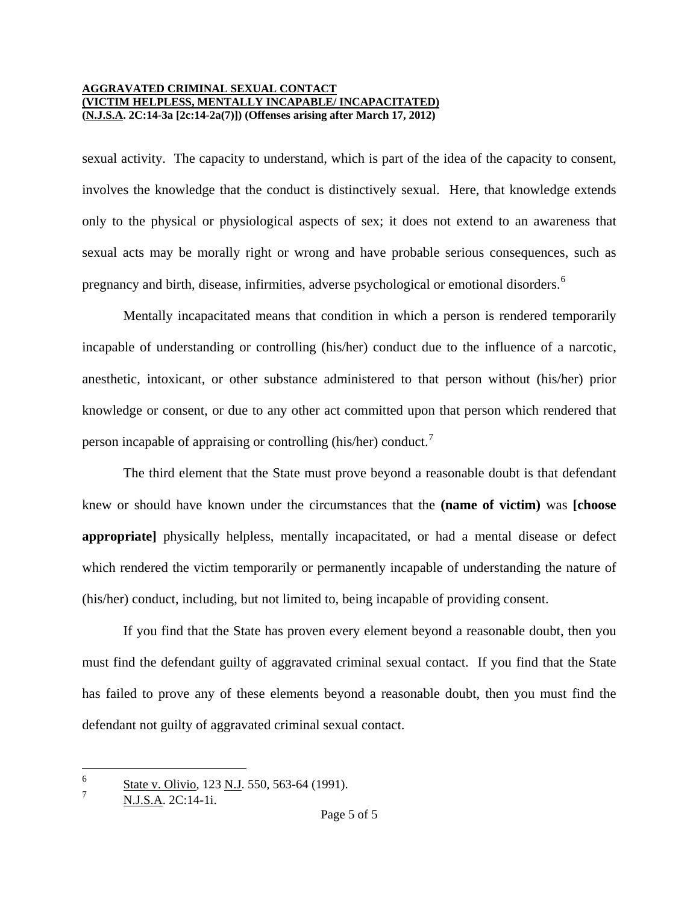sexual activity. The capacity to understand, which is part of the idea of the capacity to consent, involves the knowledge that the conduct is distinctively sexual. Here, that knowledge extends only to the physical or physiological aspects of sex; it does not extend to an awareness that sexual acts may be morally right or wrong and have probable serious consequences, such as pregnancy and birth, disease, infirmities, adverse psychological or emotional disorders.[6]

Mentally incapacitated means that condition in which a person is rendered temporarily incapable of understanding or controlling (his/her) conduct due to the influence of a narcotic, anesthetic, intoxicant, or other substance administered to that person without (his/her) prior knowledge or consent, or due to any other act committed upon that person which rendered that person incapable of appraising or controlling (his/her) conduct.[7]

The third element that the State must prove beyond a reasonable doubt is that defendant knew or should have known under the circumstances that the **(name of victim)** was **[choose appropriate]** physically helpless, mentally incapacitated, or had a mental disease or defect which rendered the victim temporarily or permanently incapable of understanding the nature of (his/her) conduct, including, but not limited to, being incapable of providing consent.

If you find that the State has proven every element beyond a reasonable doubt, then you must find the defendant guilty of aggravated criminal sexual contact. If you find that the State has failed to prove any of these elements beyond a reasonable doubt, then you must find the defendant not guilty of aggravated criminal sexual contact.

---

[6] State v. Olivio, 123 N.J. 550, 563-64 (1991).

[7] N.J.S.A. 2C:14-1i.